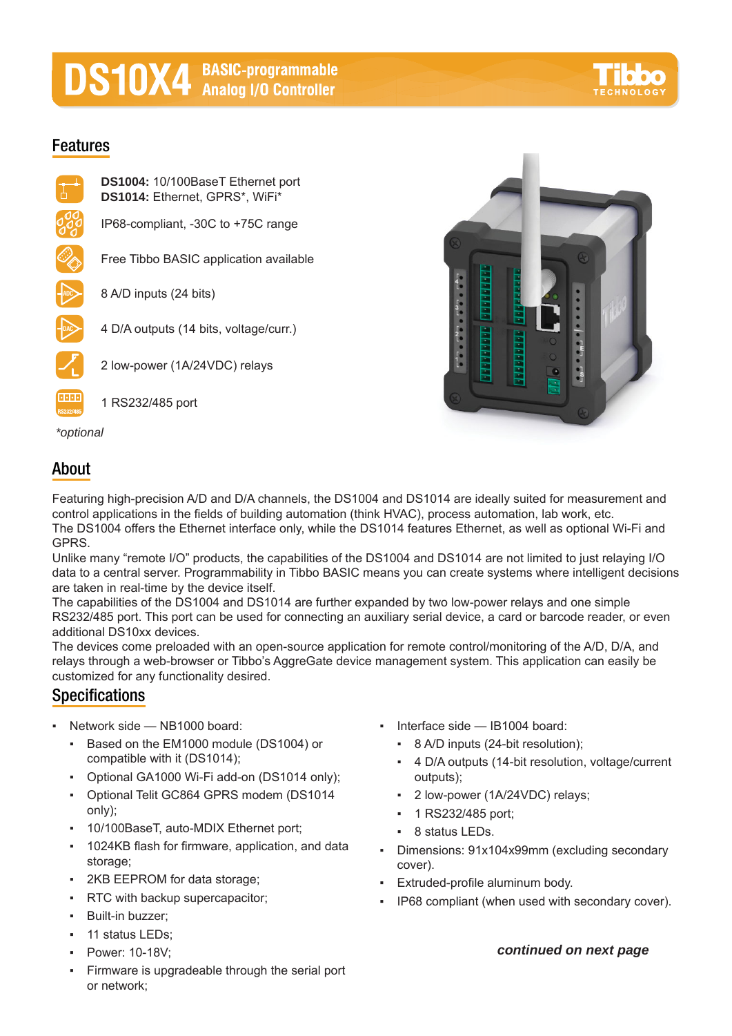# DS10X4 BASIC-programmable Analog I/O Controller

## Features

**DS1004:** 10/100BaseT Ethernet port
**DS1014:** Ethernet, GPRS*, WiFi*

IP68-compliant, -30C to +75C range

Free Tibbo BASIC application available

8 A/D inputs (24 bits)

4 D/A outputs (14 bits, voltage/curr.)

2 low-power (1A/24VDC) relays

1 RS232/485 port

*\*optional*

## About

Featuring high-precision A/D and D/A channels, the DS1004 and DS1014 are ideally suited for measurement and control applications in the fields of building automation (think HVAC), process automation, lab work, etc.
The DS1004 offers the Ethernet interface only, while the DS1014 features Ethernet, as well as optional Wi-Fi and GPRS.
Unlike many "remote I/O" products, the capabilities of the DS1004 and DS1014 are not limited to just relaying I/O data to a central server. Programmability in Tibbo BASIC means you can create systems where intelligent decisions are taken in real-time by the device itself.
The capabilities of the DS1004 and DS1014 are further expanded by two low-power relays and one simple RS232/485 port. This port can be used for connecting an auxiliary serial device, a card or barcode reader, or even additional DS10xx devices.
The devices come preloaded with an open-source application for remote control/monitoring of the A/D, D/A, and relays through a web-browser or Tibbo's AggreGate device management system. This application can easily be customized for any functionality desired.

## Specifications

- Network side — NB1000 board:
  - Based on the EM1000 module (DS1004) or compatible with it (DS1014);
  - Optional GA1000 Wi-Fi add-on (DS1014 only);
  - Optional Telit GC864 GPRS modem (DS1014 only);
  - 10/100BaseT, auto-MDIX Ethernet port;
  - 1024KB flash for firmware, application, and data storage;
  - 2KB EEPROM for data storage;
  - RTC with backup supercapacitor;
  - Built-in buzzer;
  - 11 status LEDs;
  - Power: 10-18V;
  - Firmware is upgradeable through the serial port or network;
- Interface side — IB1004 board:
  - 8 A/D inputs (24-bit resolution);
  - 4 D/A outputs (14-bit resolution, voltage/current outputs);
  - 2 low-power (1A/24VDC) relays;
  - 1 RS232/485 port;
  - 8 status LEDs.
- Dimensions: 91x104x99mm (excluding secondary cover).
- Extruded-profile aluminum body.
- IP68 compliant (when used with secondary cover).

***continued on next page***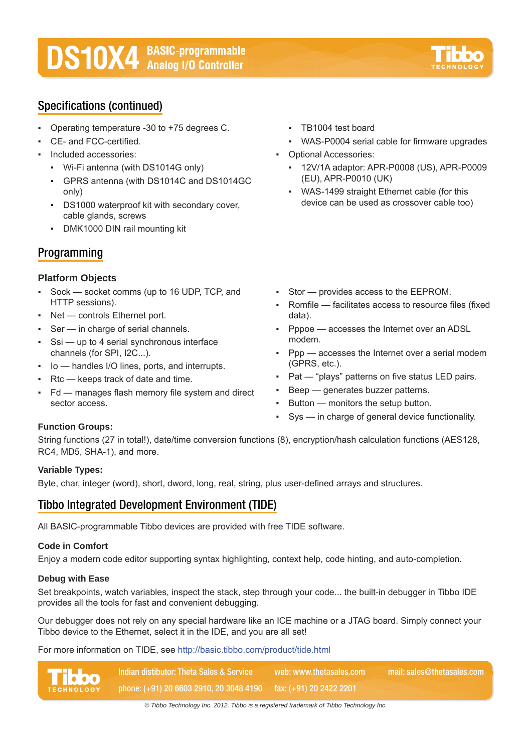## Specifications (continued)

- Operating temperature -30 to +75 degrees C.
- CE- and FCC-certified.
- Included accessories:
  - Wi-Fi antenna (with DS1014G only)
  - GPRS antenna (with DS1014C and DS1014GC only)
  - DS1000 waterproof kit with secondary cover, cable glands, screws
  - DMK1000 DIN rail mounting kit
  - TB1004 test board
  - WAS-P0004 serial cable for firmware upgrades
- Optional Accessories:
  - 12V/1A adaptor: APR-P0008 (US), APR-P0009 (EU), APR-P0010 (UK)
  - WAS-1499 straight Ethernet cable (for this device can be used as crossover cable too)

## Programming

### Platform Objects

- Sock — socket comms (up to 16 UDP, TCP, and HTTP sessions).
- Net — controls Ethernet port.
- Ser — in charge of serial channels.
- Ssi — up to 4 serial synchronous interface channels (for SPI, I2C...).
- Io — handles I/O lines, ports, and interrupts.
- Rtc — keeps track of date and time.
- Fd — manages flash memory file system and direct sector access.
- Stor — provides access to the EEPROM.
- Romfile — facilitates access to resource files (fixed data).
- Pppoe — accesses the Internet over an ADSL modem.
- Ppp — accesses the Internet over a serial modem (GPRS, etc.).
- Pat — “plays” patterns on five status LED pairs.
- Beep — generates buzzer patterns.
- Button — monitors the setup button.
- Sys — in charge of general device functionality.

### Function Groups:

String functions (27 in total!), date/time conversion functions (8), encryption/hash calculation functions (AES128, RC4, MD5, SHA-1), and more.

### Variable Types:

Byte, char, integer (word), short, dword, long, real, string, plus user-defined arrays and structures.

## Tibbo Integrated Development Environment (TIDE)

All BASIC-programmable Tibbo devices are provided with free TIDE software.

### Code in Comfort

Enjoy a modern code editor supporting syntax highlighting, context help, code hinting, and auto-completion.

### Debug with Ease

Set breakpoints, watch variables, inspect the stack, step through your code... the built-in debugger in Tibbo IDE provides all the tools for fast and convenient debugging.

Our debugger does not rely on any special hardware like an ICE machine or a JTAG board. Simply connect your Tibbo device to the Ethernet, select it in the IDE, and you are all set!

For more information on TIDE, see http://basic.tibbo.com/product/tide.html

Indian distibutor: Theta Sales & Service web: www.thetasales.com mail: sales@thetasales.com
phone: (+91) 20 6603 2910, 20 3048 4190 fax: (+91) 20 2422 2201